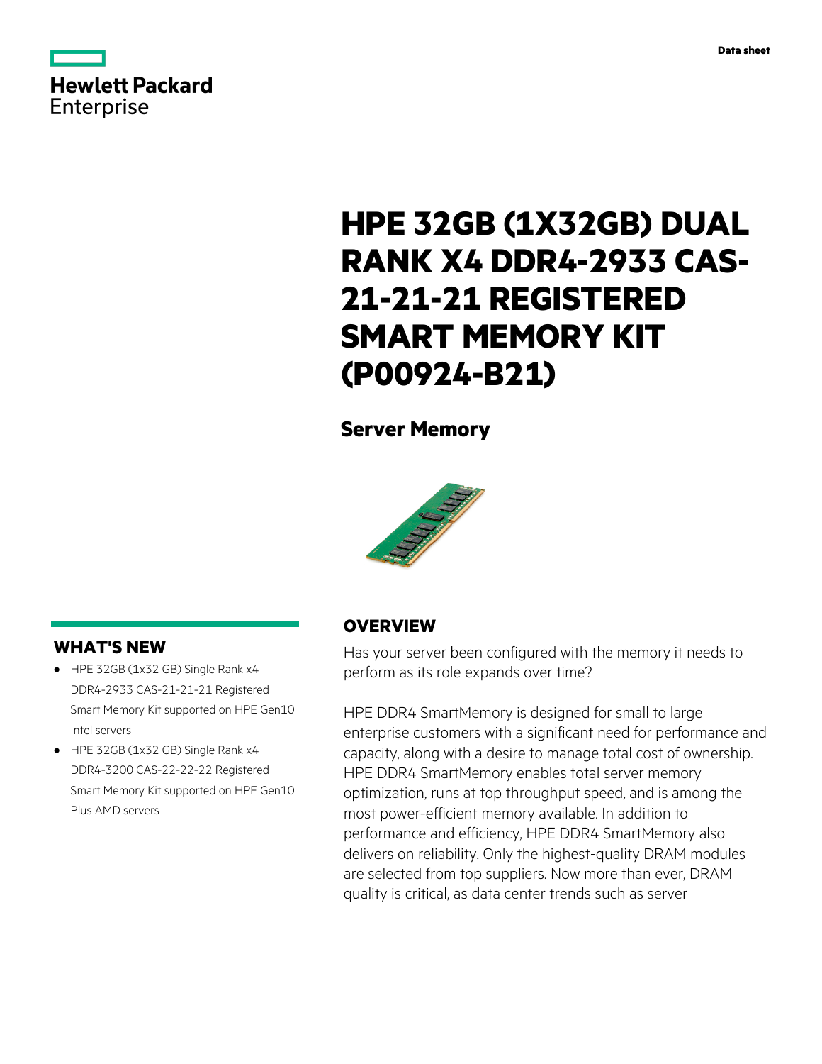Data sheet

# HPE 32GB (1X32GB) DUAL RANK X4 DDR4-2933 CAS-21-21-21 REGISTERED SMART MEMORY KIT (P00924-B21)

## Server Memory

## WHAT'S NEW

- HPE 32GB (1x32 GB) Single Rank x4 DDR4-2933 CAS-21-21-21 Registered Smart Memory Kit supported on HPE Gen10 Intel servers
- HPE 32GB (1x32 GB) Single Rank x4 DDR4-3200 CAS-22-22-22 Registered Smart Memory Kit supported on HPE Gen10 Plus AMD servers

## OVERVIEW

Has your server been configured with the memory it needs to perform as its role expands over time?

HPE DDR4 SmartMemory is designed for small to large enterprise customers with a significant need for performance and capacity, along with a desire to manage total cost of ownership. HPE DDR4 SmartMemory enables total server memory optimization, runs at top throughput speed, and is among the most power-efficient memory available. In addition to performance and efficiency, HPE DDR4 SmartMemory also delivers on reliability. Only the highest-quality DRAM modules are selected from top suppliers. Now more than ever, DRAM quality is critical, as data center trends such as server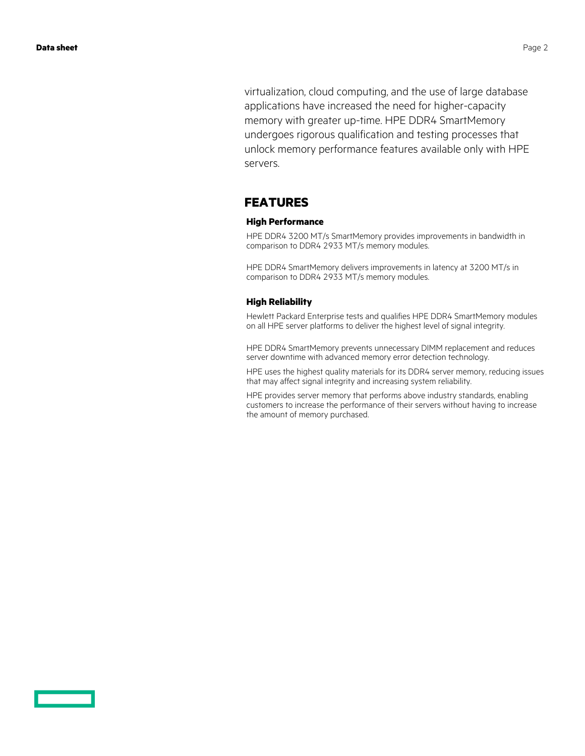virtualization, cloud computing, and the use of large database applications have increased the need for higher-capacity memory with greater up-time. HPE DDR4 SmartMemory undergoes rigorous qualification and testing processes that unlock memory performance features available only with HPE servers.

## FEATURES

### High Performance

HPE DDR4 3200 MT/s SmartMemory provides improvements in bandwidth in comparison to DDR4 2933 MT/s memory modules.

HPE DDR4 SmartMemory delivers improvements in latency at 3200 MT/s in comparison to DDR4 2933 MT/s memory modules.

### High Reliability

Hewlett Packard Enterprise tests and qualifies HPE DDR4 SmartMemory modules on all HPE server platforms to deliver the highest level of signal integrity.

HPE DDR4 SmartMemory prevents unnecessary DIMM replacement and reduces server downtime with advanced memory error detection technology.

HPE uses the highest quality materials for its DDR4 server memory, reducing issues that may affect signal integrity and increasing system reliability.

HPE provides server memory that performs above industry standards, enabling customers to increase the performance of their servers without having to increase the amount of memory purchased.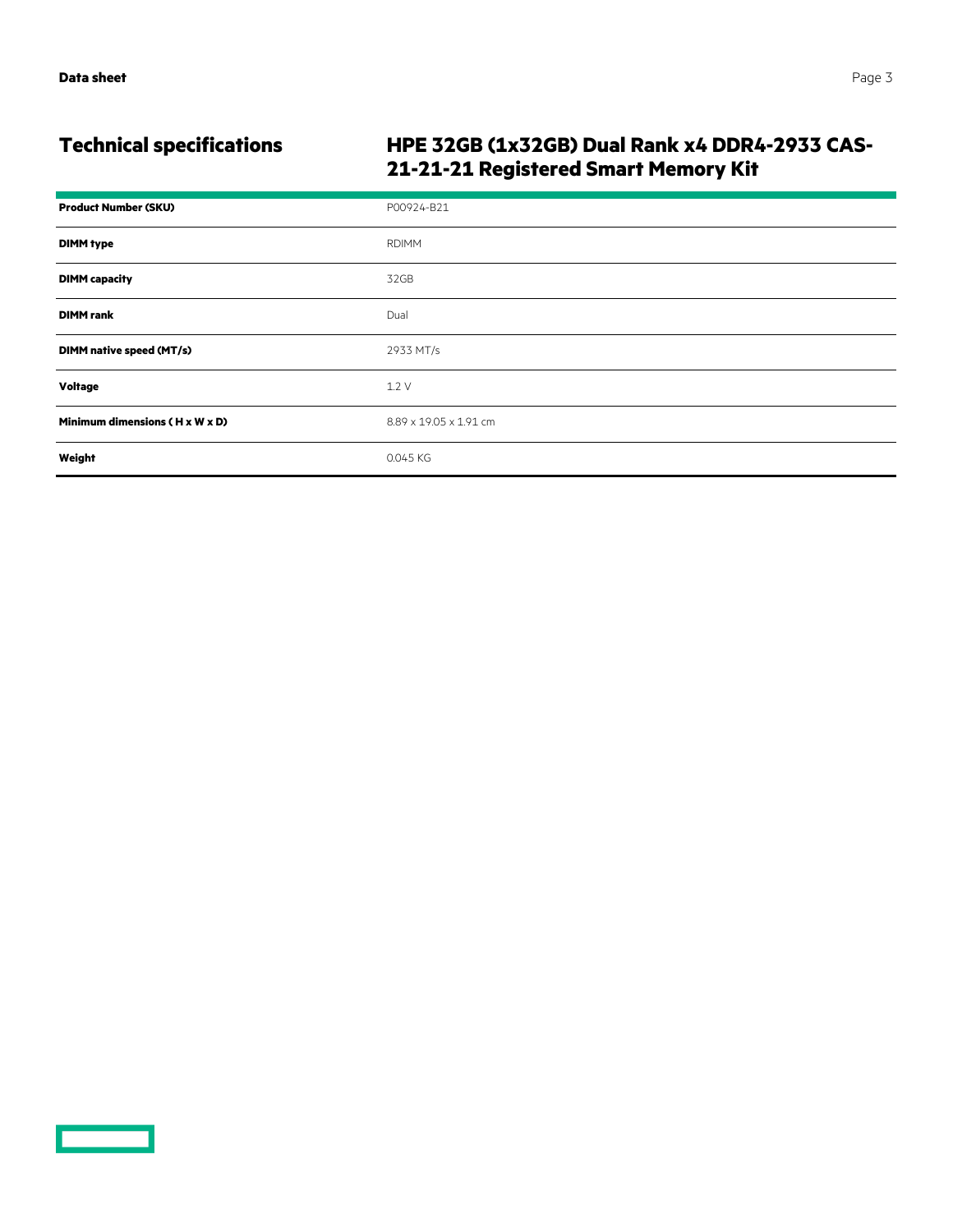## Technical specifications

### HPE 32GB (1x32GB) Dual Rank x4 DDR4-2933 CAS-21-21-21 Registered Smart Memory Kit

| Product Number (SKU) | P00924-B21 |
|---|---|
| DIMM type | RDIMM |
| DIMM capacity | 32GB |
| DIMM rank | Dual |
| DIMM native speed (MT/s) | 2933 MT/s |
| Voltage | 1.2 V |
| Minimum dimensions ( H x W x D) | 8.89 x 19.05 x 1.91 cm |
| Weight | 0.045 KG |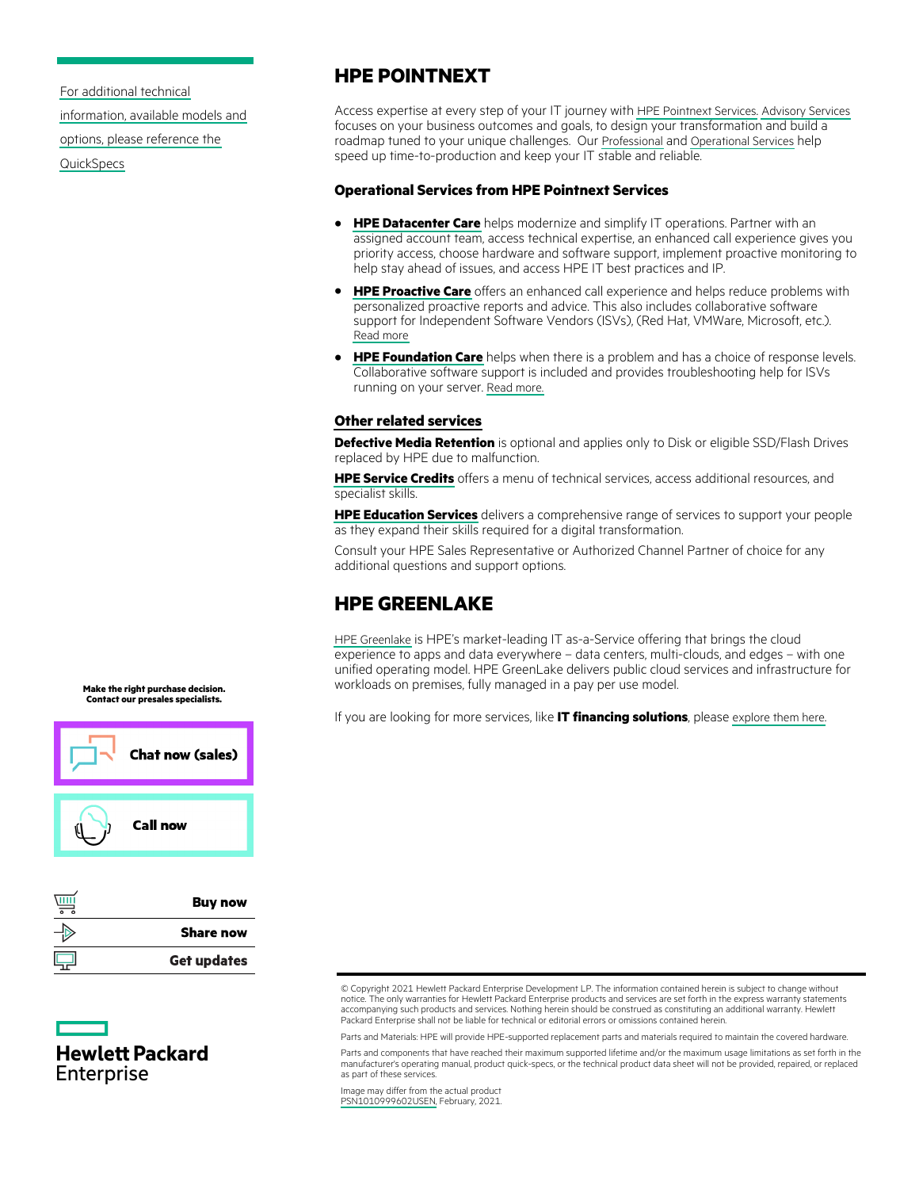For additional technical information, available models and options, please reference the QuickSpecs

## HPE POINTNEXT

Access expertise at every step of your IT journey with HPE Pointnext Services. Advisory Services focuses on your business outcomes and goals, to design your transformation and build a roadmap tuned to your unique challenges. Our Professional and Operational Services help speed up time-to-production and keep your IT stable and reliable.

### Operational Services from HPE Pointnext Services

- **HPE Datacenter Care** helps modernize and simplify IT operations. Partner with an assigned account team, access technical expertise, an enhanced call experience gives you priority access, choose hardware and software support, implement proactive monitoring to help stay ahead of issues, and access HPE IT best practices and IP.
- **HPE Proactive Care** offers an enhanced call experience and helps reduce problems with personalized proactive reports and advice. This also includes collaborative software support for Independent Software Vendors (ISVs), (Red Hat, VMWare, Microsoft, etc.). Read more
- **HPE Foundation Care** helps when there is a problem and has a choice of response levels. Collaborative software support is included and provides troubleshooting help for ISVs running on your server. Read more.

### Other related services

**Defective Media Retention** is optional and applies only to Disk or eligible SSD/Flash Drives replaced by HPE due to malfunction.

**HPE Service Credits** offers a menu of technical services, access additional resources, and specialist skills.

**HPE Education Services** delivers a comprehensive range of services to support your people as they expand their skills required for a digital transformation.

Consult your HPE Sales Representative or Authorized Channel Partner of choice for any additional questions and support options.

## HPE GREENLAKE

HPE Greenlake is HPE's market-leading IT as-a-Service offering that brings the cloud experience to apps and data everywhere – data centers, multi-clouds, and edges – with one unified operating model. HPE GreenLake delivers public cloud services and infrastructure for workloads on premises, fully managed in a pay per use model.

If you are looking for more services, like **IT financing solutions**, please explore them here.

**Make the right purchase decision. Contact our presales specialists.**

**Chat now (sales)**

**Call now**

**Buy now**

**Share now**

**Get updates**

**Hewlett Packard** Enterprise

© Copyright 2021 Hewlett Packard Enterprise Development LP. The information contained herein is subject to change without notice. The only warranties for Hewlett Packard Enterprise products and services are set forth in the express warranty statements accompanying such products and services. Nothing herein should be construed as constituting an additional warranty. Hewlett Packard Enterprise shall not be liable for technical or editorial errors or omissions contained herein.

Parts and Materials: HPE will provide HPE-supported replacement parts and materials required to maintain the covered hardware.

Parts and components that have reached their maximum supported lifetime and/or the maximum usage limitations as set forth in the manufacturer's operating manual, product quick-specs, or the technical product data sheet will not be provided, repaired, or replaced as part of these services.

Image may differ from the actual product
PSN1010999602USEN, February, 2021.